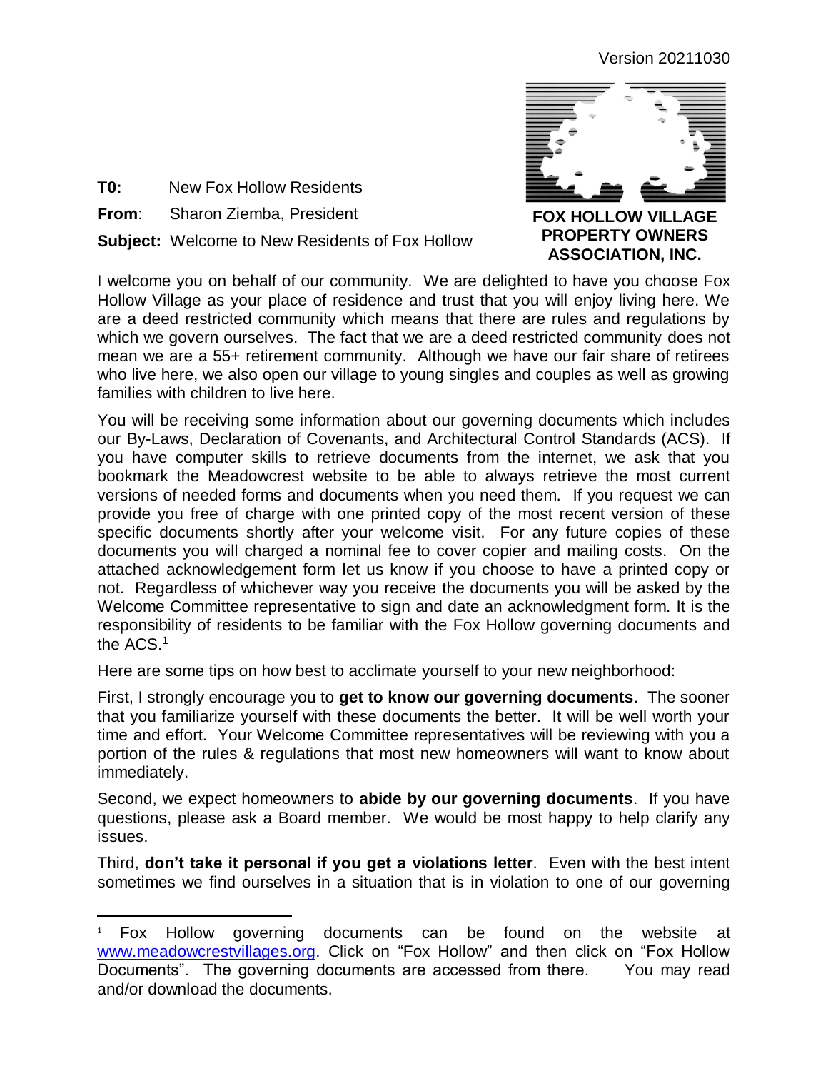Version 20211030

**FOX HOLLOW VILLAGE PROPERTY OWNERS ASSOCIATION, INC.**

**T0:** New Fox Hollow Residents

**From**: Sharon Ziemba, President

**Subject:** Welcome to New Residents of Fox Hollow

I welcome you on behalf of our community. We are delighted to have you choose Fox Hollow Village as your place of residence and trust that you will enjoy living here. We are a deed restricted community which means that there are rules and regulations by which we govern ourselves. The fact that we are a deed restricted community does not mean we are a 55+ retirement community. Although we have our fair share of retirees who live here, we also open our village to young singles and couples as well as growing families with children to live here.

You will be receiving some information about our governing documents which includes our By-Laws, Declaration of Covenants, and Architectural Control Standards (ACS). If you have computer skills to retrieve documents from the internet, we ask that you bookmark the Meadowcrest website to be able to always retrieve the most current versions of needed forms and documents when you need them. If you request we can provide you free of charge with one printed copy of the most recent version of these specific documents shortly after your welcome visit. For any future copies of these documents you will charged a nominal fee to cover copier and mailing costs. On the attached acknowledgement form let us know if you choose to have a printed copy or not. Regardless of whichever way you receive the documents you will be asked by the Welcome Committee representative to sign and date an acknowledgment form. It is the responsibility of residents to be familiar with the Fox Hollow governing documents and the ACS.[1]

Here are some tips on how best to acclimate yourself to your new neighborhood:

First, I strongly encourage you to **get to know our governing documents**. The sooner that you familiarize yourself with these documents the better. It will be well worth your time and effort. Your Welcome Committee representatives will be reviewing with you a portion of the rules & regulations that most new homeowners will want to know about immediately.

Second, we expect homeowners to **abide by our governing documents**. If you have questions, please ask a Board member. We would be most happy to help clarify any issues.

Third, **don't take it personal if you get a violations letter**. Even with the best intent sometimes we find ourselves in a situation that is in violation to one of our governing

---

[1] Fox Hollow governing documents can be found on the website at www.meadowcrestvillages.org. Click on "Fox Hollow" and then click on "Fox Hollow Documents". The governing documents are accessed from there. You may read and/or download the documents.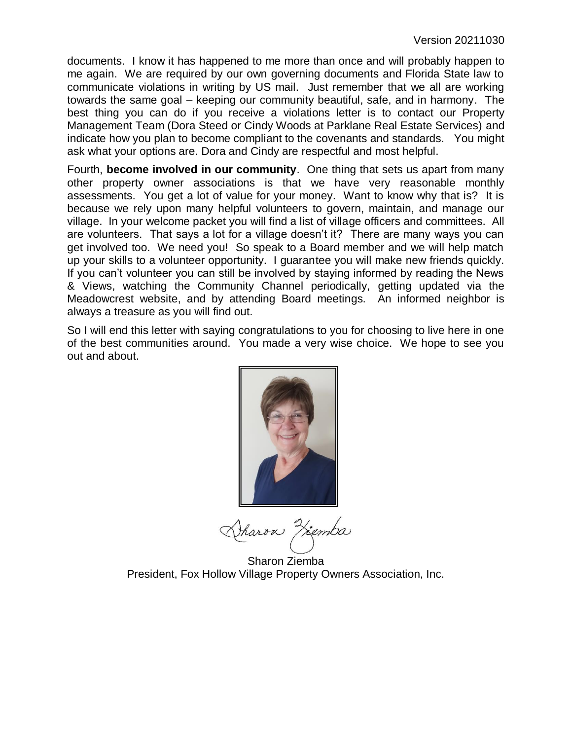documents. I know it has happened to me more than once and will probably happen to me again. We are required by our own governing documents and Florida State law to communicate violations in writing by US mail. Just remember that we all are working towards the same goal – keeping our community beautiful, safe, and in harmony. The best thing you can do if you receive a violations letter is to contact our Property Management Team (Dora Steed or Cindy Woods at Parklane Real Estate Services) and indicate how you plan to become compliant to the covenants and standards. You might ask what your options are. Dora and Cindy are respectful and most helpful.

Fourth, **become involved in our community**. One thing that sets us apart from many other property owner associations is that we have very reasonable monthly assessments. You get a lot of value for your money. Want to know why that is? It is because we rely upon many helpful volunteers to govern, maintain, and manage our village. In your welcome packet you will find a list of village officers and committees. All are volunteers. That says a lot for a village doesn't it? There are many ways you can get involved too. We need you! So speak to a Board member and we will help match up your skills to a volunteer opportunity. I guarantee you will make new friends quickly. If you can't volunteer you can still be involved by staying informed by reading the News & Views, watching the Community Channel periodically, getting updated via the Meadowcrest website, and by attending Board meetings. An informed neighbor is always a treasure as you will find out.

So I will end this letter with saying congratulations to you for choosing to live here in one of the best communities around. You made a very wise choice. We hope to see you out and about.

Sharon Ziemba

Sharon Ziemba
President, Fox Hollow Village Property Owners Association, Inc.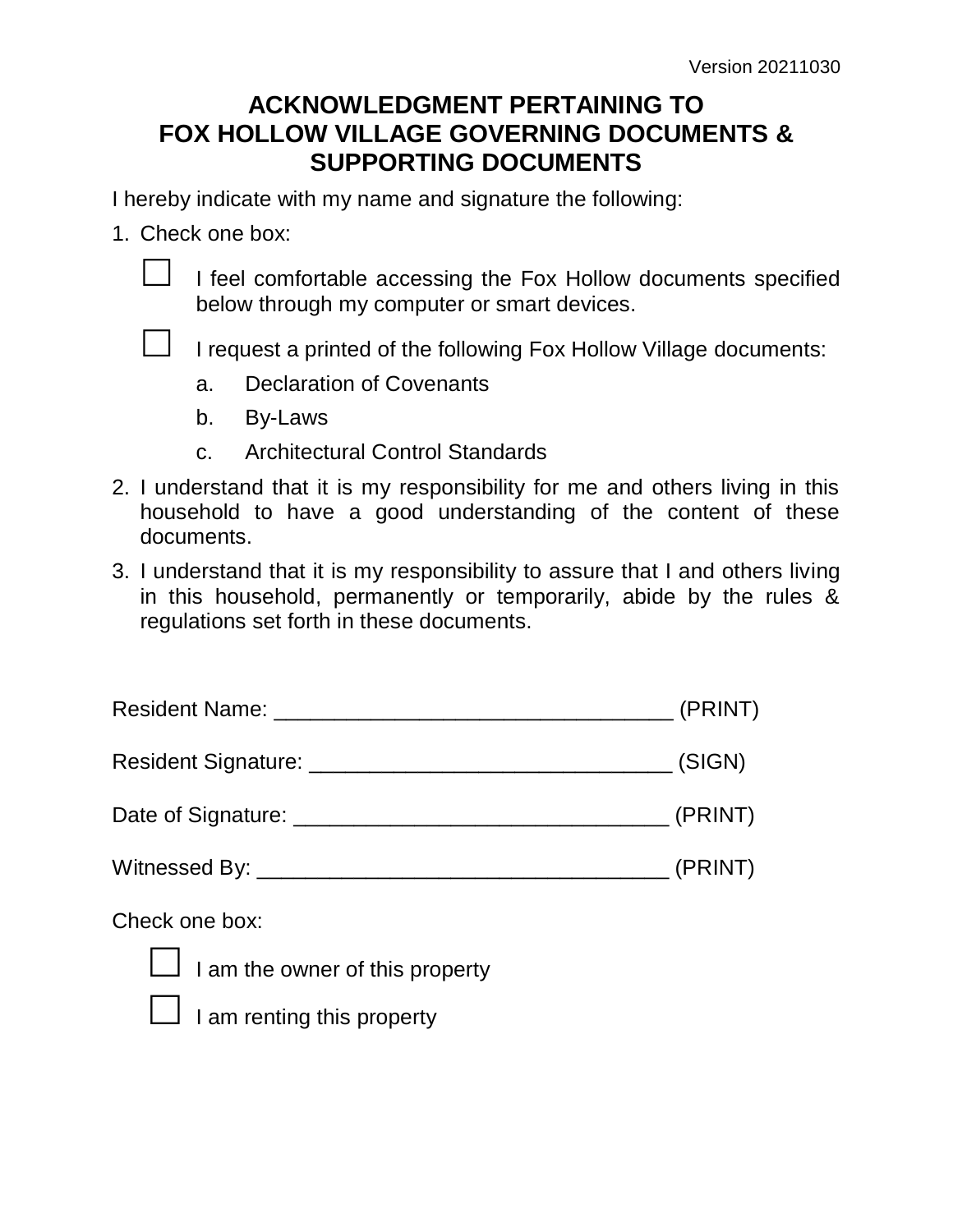Version 20211030

# ACKNOWLEDGMENT PERTAINING TO FOX HOLLOW VILLAGE GOVERNING DOCUMENTS & SUPPORTING DOCUMENTS

I hereby indicate with my name and signature the following:

1. Check one box:

   ☐ I feel comfortable accessing the Fox Hollow documents specified below through my computer or smart devices.

   ☐ I request a printed of the following Fox Hollow Village documents:

      a. Declaration of Covenants

      b. By-Laws

      c. Architectural Control Standards

2. I understand that it is my responsibility for me and others living in this household to have a good understanding of the content of these documents.

3. I understand that it is my responsibility to assure that I and others living in this household, permanently or temporarily, abide by the rules & regulations set forth in these documents.

Resident Name: ________________________________ (PRINT)

Resident Signature: _____________________________ (SIGN)

Date of Signature: ______________________________ (PRINT)

Witnessed By: _________________________________ (PRINT)

Check one box:

☐ I am the owner of this property

☐ I am renting this property